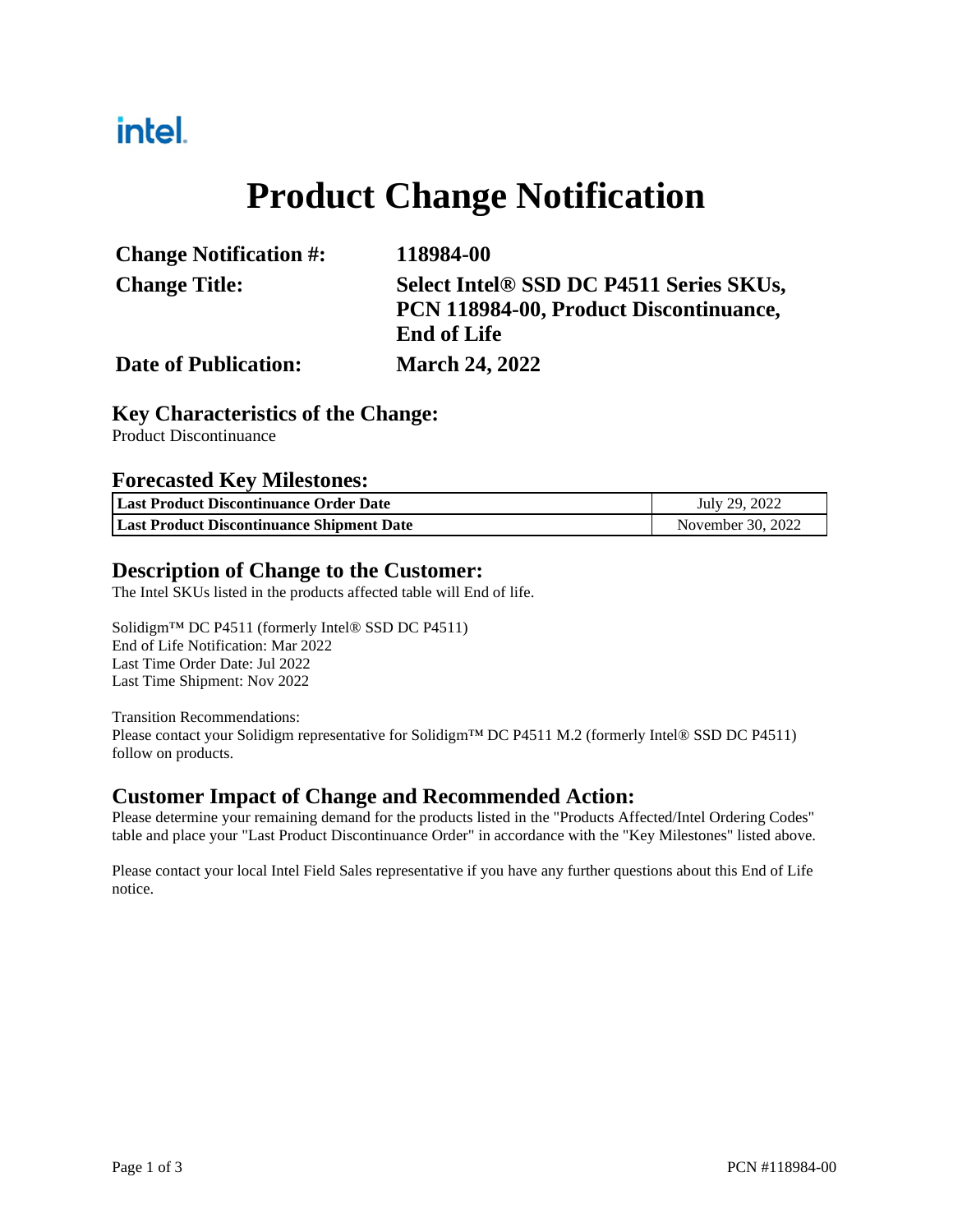intel.

# Product Change Notification

| | |
|---|---|
| **Change Notification #:** | **118984-00** |
| **Change Title:** | **Select Intel® SSD DC P4511 Series SKUs, PCN 118984-00, Product Discontinuance, End of Life** |
| **Date of Publication:** | **March 24, 2022** |

## Key Characteristics of the Change:

Product Discontinuance

## Forecasted Key Milestones:

| | |
|---|---|
| **Last Product Discontinuance Order Date** | July 29, 2022 |
| **Last Product Discontinuance Shipment Date** | November 30, 2022 |

## Description of Change to the Customer:

The Intel SKUs listed in the products affected table will End of life.

Solidigm™ DC P4511 (formerly Intel® SSD DC P4511)
End of Life Notification: Mar 2022
Last Time Order Date: Jul 2022
Last Time Shipment: Nov 2022

Transition Recommendations:
Please contact your Solidigm representative for Solidigm™ DC P4511 M.2 (formerly Intel® SSD DC P4511) follow on products.

## Customer Impact of Change and Recommended Action:

Please determine your remaining demand for the products listed in the "Products Affected/Intel Ordering Codes" table and place your "Last Product Discontinuance Order" in accordance with the "Key Milestones" listed above.

Please contact your local Intel Field Sales representative if you have any further questions about this End of Life notice.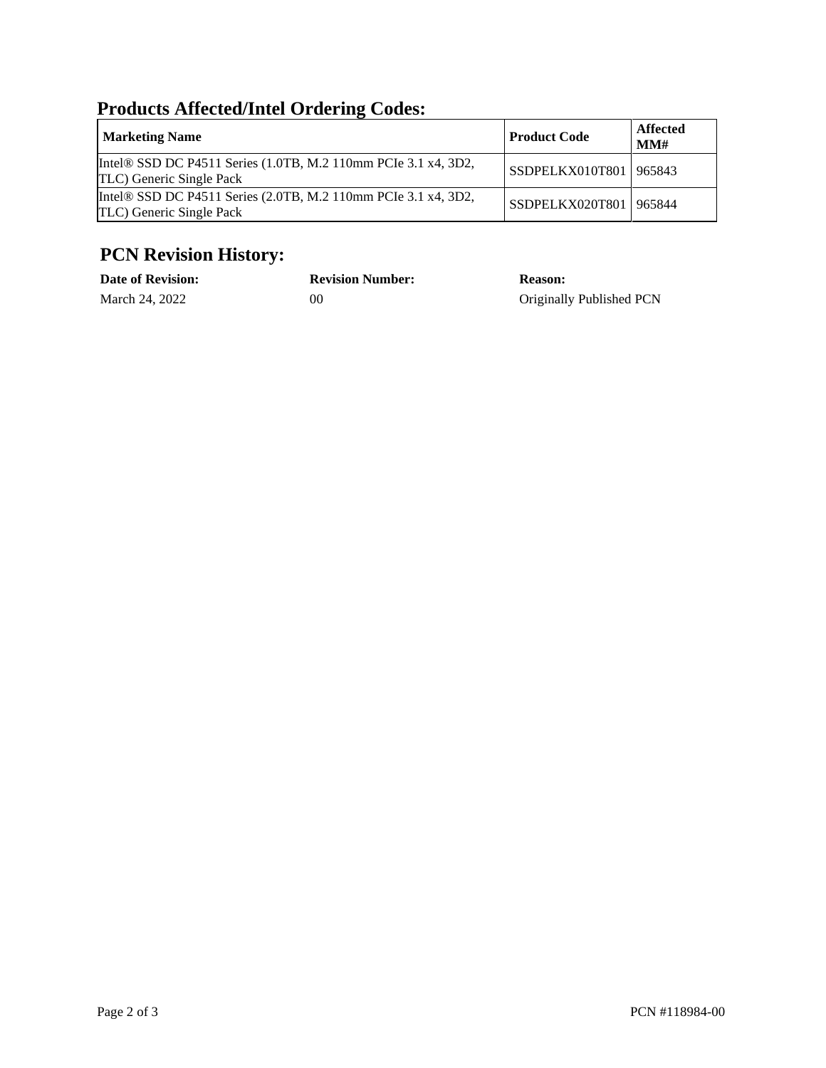## Products Affected/Intel Ordering Codes:

| Marketing Name | Product Code | Affected MM# |
|---|---|---|
| Intel® SSD DC P4511 Series (1.0TB, M.2 110mm PCIe 3.1 x4, 3D2, TLC) Generic Single Pack | SSDPELKX010T801 | 965843 |
| Intel® SSD DC P4511 Series (2.0TB, M.2 110mm PCIe 3.1 x4, 3D2, TLC) Generic Single Pack | SSDPELKX020T801 | 965844 |

## PCN Revision History:

| Date of Revision: | Revision Number: | Reason: |
|---|---|---|
| March 24, 2022 | 00 | Originally Published PCN |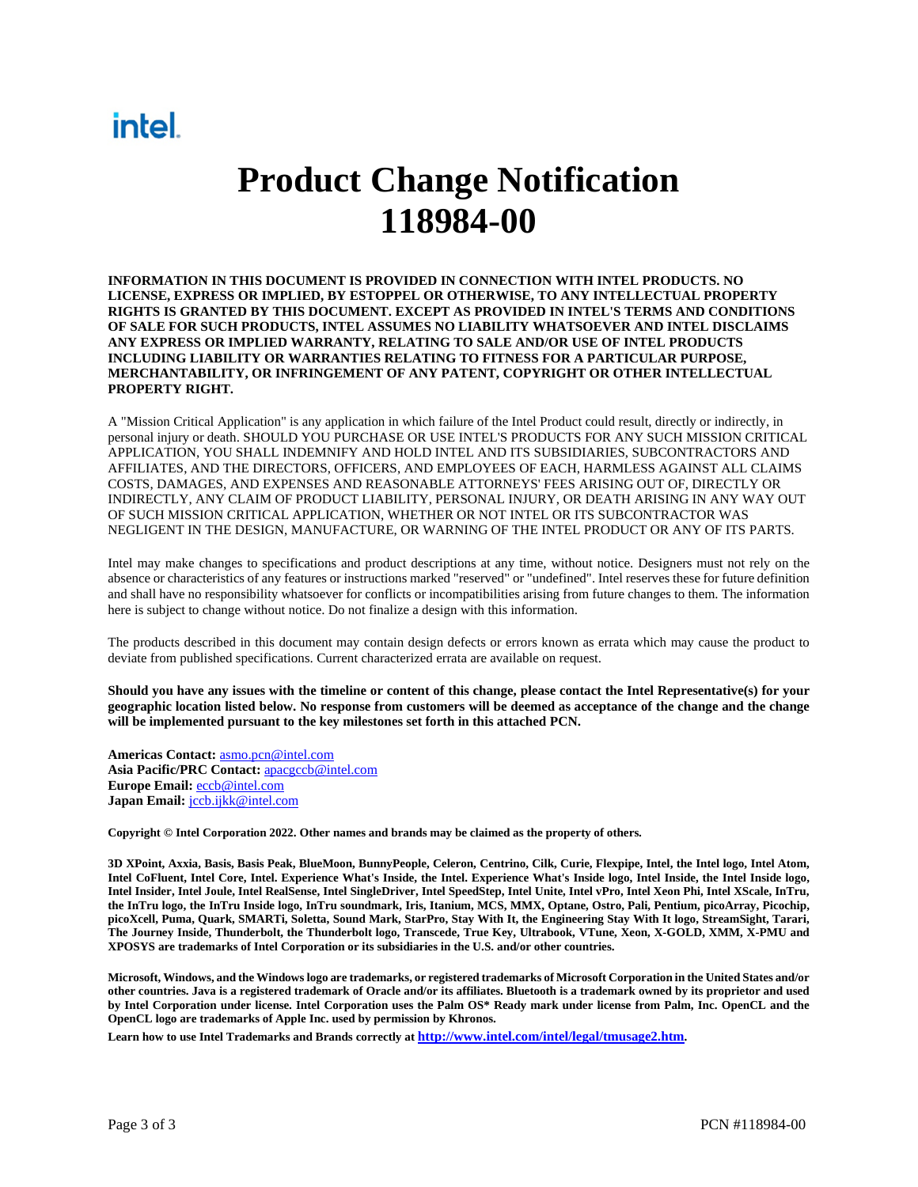intel.

# Product Change Notification 118984-00

**INFORMATION IN THIS DOCUMENT IS PROVIDED IN CONNECTION WITH INTEL PRODUCTS. NO LICENSE, EXPRESS OR IMPLIED, BY ESTOPPEL OR OTHERWISE, TO ANY INTELLECTUAL PROPERTY RIGHTS IS GRANTED BY THIS DOCUMENT. EXCEPT AS PROVIDED IN INTEL'S TERMS AND CONDITIONS OF SALE FOR SUCH PRODUCTS, INTEL ASSUMES NO LIABILITY WHATSOEVER AND INTEL DISCLAIMS ANY EXPRESS OR IMPLIED WARRANTY, RELATING TO SALE AND/OR USE OF INTEL PRODUCTS INCLUDING LIABILITY OR WARRANTIES RELATING TO FITNESS FOR A PARTICULAR PURPOSE, MERCHANTABILITY, OR INFRINGEMENT OF ANY PATENT, COPYRIGHT OR OTHER INTELLECTUAL PROPERTY RIGHT.**

A "Mission Critical Application" is any application in which failure of the Intel Product could result, directly or indirectly, in personal injury or death. SHOULD YOU PURCHASE OR USE INTEL'S PRODUCTS FOR ANY SUCH MISSION CRITICAL APPLICATION, YOU SHALL INDEMNIFY AND HOLD INTEL AND ITS SUBSIDIARIES, SUBCONTRACTORS AND AFFILIATES, AND THE DIRECTORS, OFFICERS, AND EMPLOYEES OF EACH, HARMLESS AGAINST ALL CLAIMS COSTS, DAMAGES, AND EXPENSES AND REASONABLE ATTORNEYS' FEES ARISING OUT OF, DIRECTLY OR INDIRECTLY, ANY CLAIM OF PRODUCT LIABILITY, PERSONAL INJURY, OR DEATH ARISING IN ANY WAY OUT OF SUCH MISSION CRITICAL APPLICATION, WHETHER OR NOT INTEL OR ITS SUBCONTRACTOR WAS NEGLIGENT IN THE DESIGN, MANUFACTURE, OR WARNING OF THE INTEL PRODUCT OR ANY OF ITS PARTS.

Intel may make changes to specifications and product descriptions at any time, without notice. Designers must not rely on the absence or characteristics of any features or instructions marked "reserved" or "undefined". Intel reserves these for future definition and shall have no responsibility whatsoever for conflicts or incompatibilities arising from future changes to them. The information here is subject to change without notice. Do not finalize a design with this information.

The products described in this document may contain design defects or errors known as errata which may cause the product to deviate from published specifications. Current characterized errata are available on request.

**Should you have any issues with the timeline or content of this change, please contact the Intel Representative(s) for your geographic location listed below. No response from customers will be deemed as acceptance of the change and the change will be implemented pursuant to the key milestones set forth in this attached PCN.**

**Americas Contact:** asmo.pcn@intel.com
**Asia Pacific/PRC Contact:** apacgccb@intel.com
**Europe Email:** eccb@intel.com
**Japan Email:** jccb.ijkk@intel.com

**Copyright © Intel Corporation 2022. Other names and brands may be claimed as the property of others.**

**3D XPoint, Axxia, Basis, Basis Peak, BlueMoon, BunnyPeople, Celeron, Centrino, Cilk, Curie, Flexpipe, Intel, the Intel logo, Intel Atom, Intel CoFluent, Intel Core, Intel. Experience What's Inside, the Intel. Experience What's Inside logo, Intel Inside, the Intel Inside logo, Intel Insider, Intel Joule, Intel RealSense, Intel SingleDriver, Intel SpeedStep, Intel Unite, Intel vPro, Intel Xeon Phi, Intel XScale, InTru, the InTru logo, the InTru Inside logo, InTru soundmark, Iris, Itanium, MCS, MMX, Optane, Ostro, Pali, Pentium, picoArray, Picochip, picoXcell, Puma, Quark, SMARTi, Soletta, Sound Mark, StarPro, Stay With It, the Engineering Stay With It logo, StreamSight, Tarari, The Journey Inside, Thunderbolt, the Thunderbolt logo, Transcede, True Key, Ultrabook, VTune, Xeon, X-GOLD, XMM, X-PMU and XPOSYS are trademarks of Intel Corporation or its subsidiaries in the U.S. and/or other countries.**

**Microsoft, Windows, and the Windows logo are trademarks, or registered trademarks of Microsoft Corporation in the United States and/or other countries. Java is a registered trademark of Oracle and/or its affiliates. Bluetooth is a trademark owned by its proprietor and used by Intel Corporation under license. Intel Corporation uses the Palm OS* Ready mark under license from Palm, Inc. OpenCL and the OpenCL logo are trademarks of Apple Inc. used by permission by Khronos.**

**Learn how to use Intel Trademarks and Brands correctly at http://www.intel.com/intel/legal/tmusage2.htm.**